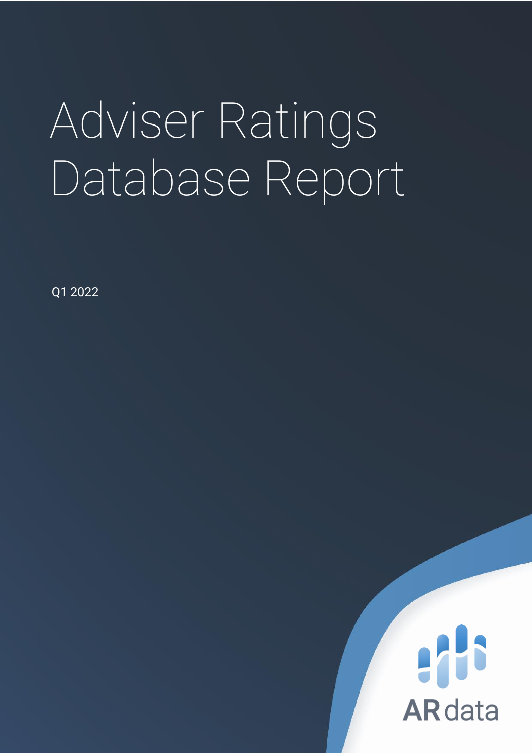# Adviser Ratings Database Report

Q1 2022

ARdata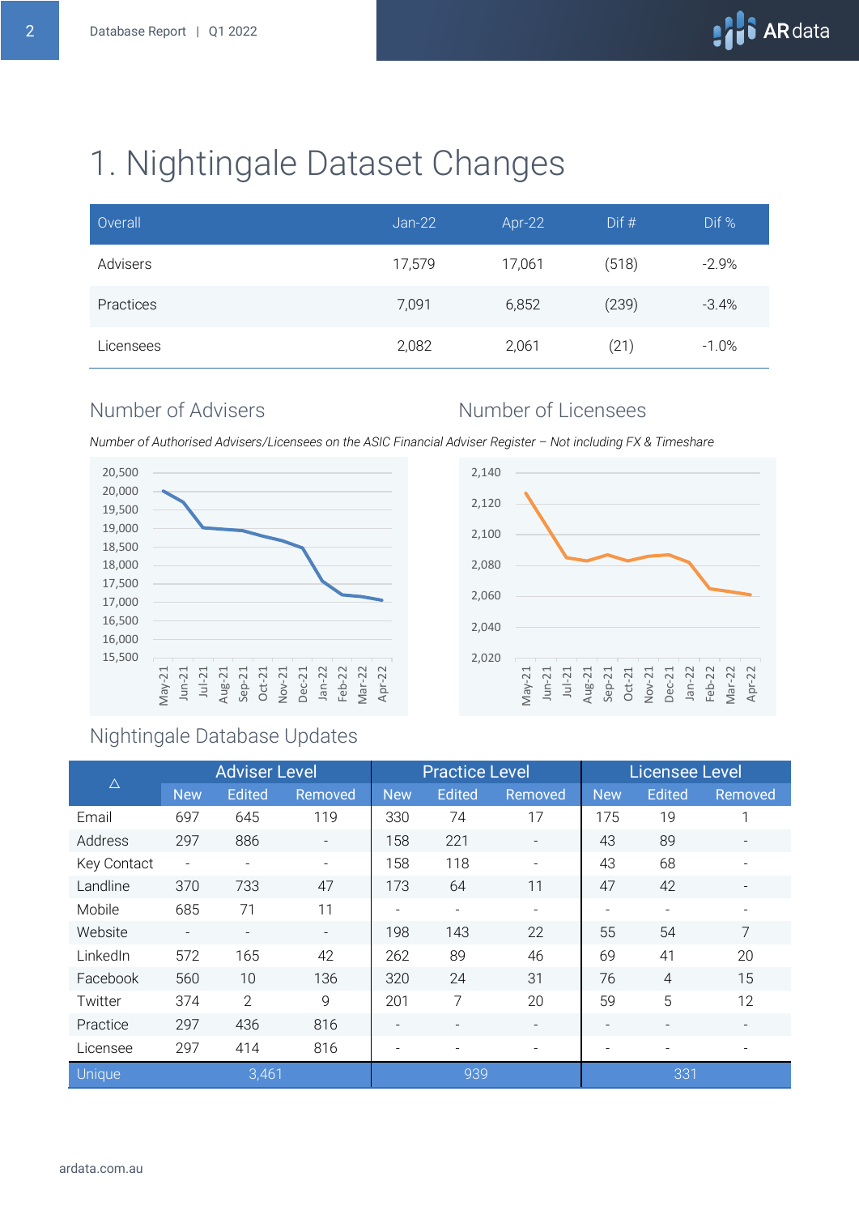# 1. Nightingale Dataset Changes

| Overall | Jan-22 | Apr-22 | Dif # | Dif % |
|---|---|---|---|---|
| Advisers | 17,579 | 17,061 | (518) | -2.9% |
| Practices | 7,091 | 6,852 | (239) | -3.4% |
| Licensees | 2,082 | 2,061 | (21) | -1.0% |

## Number of Advisers

## Number of Licensees

*Number of Authorised Advisers/Licensees on the ASIC Financial Adviser Register – Not including FX & Timeshare*

## Nightingale Database Updates

| △ | Adviser Level | | | Practice Level | | | Licensee Level | | |
|---|---|---|---|---|---|---|---|---|---|
| | New | Edited | Removed | New | Edited | Removed | New | Edited | Removed |
| Email | 697 | 645 | 119 | 330 | 74 | 17 | 175 | 19 | 1 |
| Address | 297 | 886 | - | 158 | 221 | - | 43 | 89 | - |
| Key Contact | - | - | - | 158 | 118 | - | 43 | 68 | - |
| Landline | 370 | 733 | 47 | 173 | 64 | 11 | 47 | 42 | - |
| Mobile | 685 | 71 | 11 | - | - | - | - | - | - |
| Website | - | - | - | 198 | 143 | 22 | 55 | 54 | 7 |
| LinkedIn | 572 | 165 | 42 | 262 | 89 | 46 | 69 | 41 | 20 |
| Facebook | 560 | 10 | 136 | 320 | 24 | 31 | 76 | 4 | 15 |
| Twitter | 374 | 2 | 9 | 201 | 7 | 20 | 59 | 5 | 12 |
| Practice | 297 | 436 | 816 | - | - | - | - | - | - |
| Licensee | 297 | 414 | 816 | - | - | - | - | - | - |
| Unique | 3,461 | | | 939 | | | 331 | | |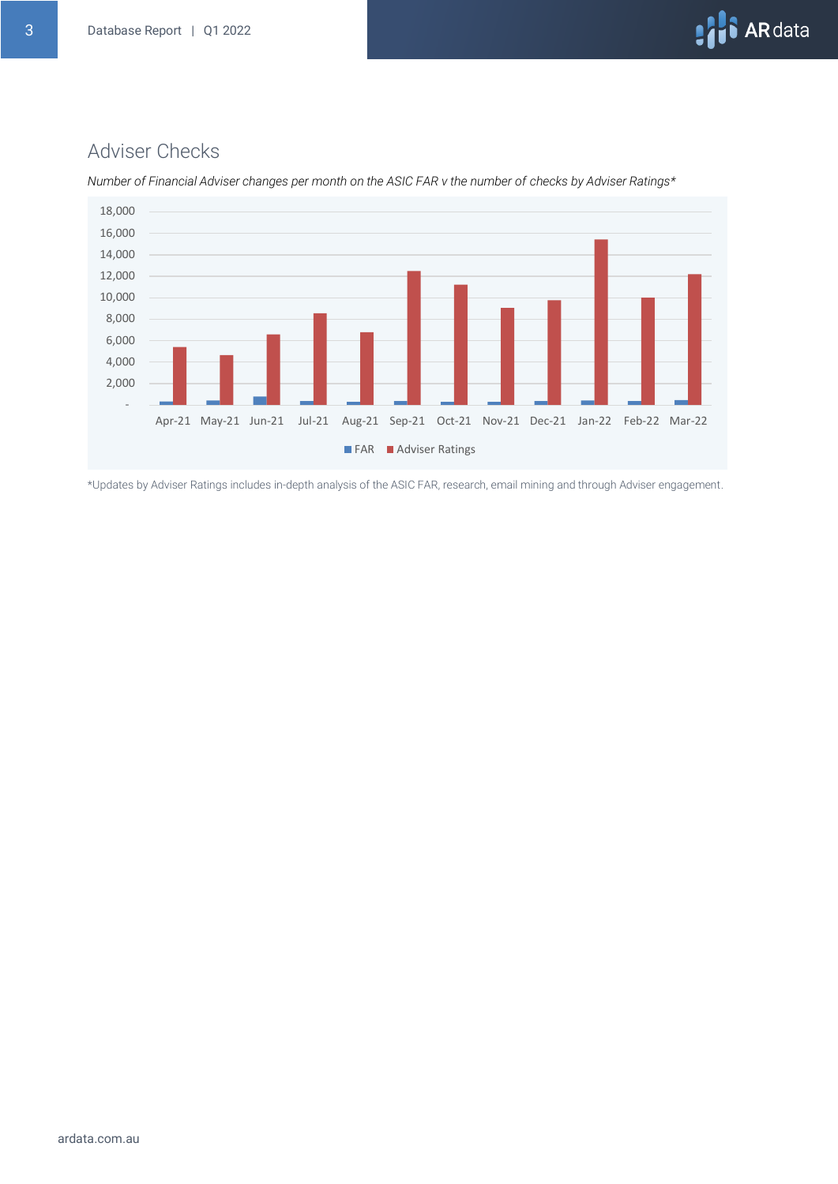## Adviser Checks

*Number of Financial Adviser changes per month on the ASIC FAR v the number of checks by Adviser Ratings**

*Updates by Adviser Ratings includes in-depth analysis of the ASIC FAR, research, email mining and through Adviser engagement.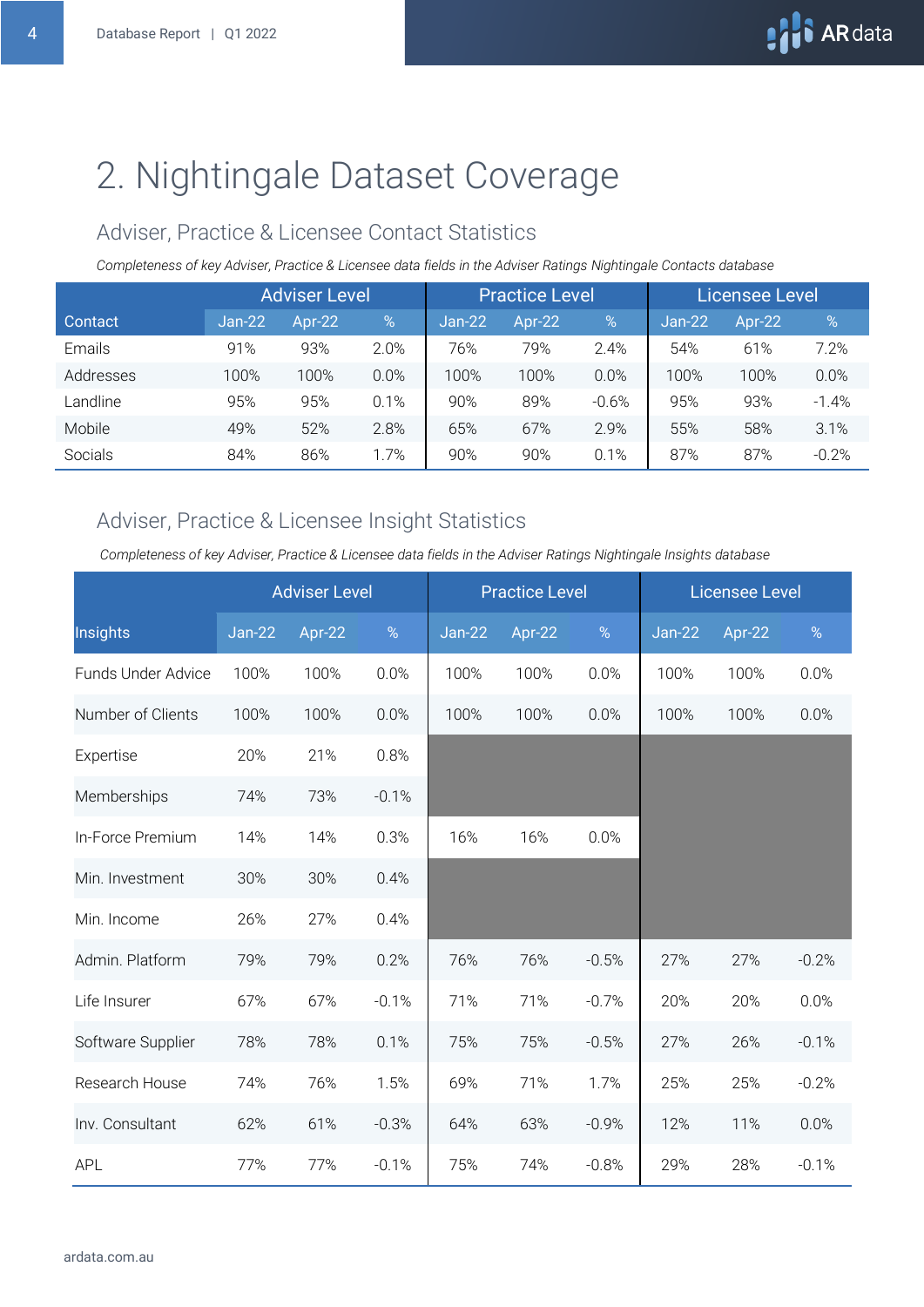# 2. Nightingale Dataset Coverage

## Adviser, Practice & Licensee Contact Statistics

*Completeness of key Adviser, Practice & Licensee data fields in the Adviser Ratings Nightingale Contacts database*

| | Adviser Level | | | Practice Level | | | Licensee Level | | |
|---|---|---|---|---|---|---|---|---|---|
| Contact | Jan-22 | Apr-22 | % | Jan-22 | Apr-22 | % | Jan-22 | Apr-22 | % |
| Emails | 91% | 93% | 2.0% | 76% | 79% | 2.4% | 54% | 61% | 7.2% |
| Addresses | 100% | 100% | 0.0% | 100% | 100% | 0.0% | 100% | 100% | 0.0% |
| Landline | 95% | 95% | 0.1% | 90% | 89% | -0.6% | 95% | 93% | -1.4% |
| Mobile | 49% | 52% | 2.8% | 65% | 67% | 2.9% | 55% | 58% | 3.1% |
| Socials | 84% | 86% | 1.7% | 90% | 90% | 0.1% | 87% | 87% | -0.2% |

## Adviser, Practice & Licensee Insight Statistics

*Completeness of key Adviser, Practice & Licensee data fields in the Adviser Ratings Nightingale Insights database*

| | Adviser Level | | | Practice Level | | | Licensee Level | | |
|---|---|---|---|---|---|---|---|---|---|
| Insights | Jan-22 | Apr-22 | % | Jan-22 | Apr-22 | % | Jan-22 | Apr-22 | % |
| Funds Under Advice | 100% | 100% | 0.0% | 100% | 100% | 0.0% | 100% | 100% | 0.0% |
| Number of Clients | 100% | 100% | 0.0% | 100% | 100% | 0.0% | 100% | 100% | 0.0% |
| Expertise | 20% | 21% | 0.8% | | | | | | |
| Memberships | 74% | 73% | -0.1% | | | | | | |
| In-Force Premium | 14% | 14% | 0.3% | 16% | 16% | 0.0% | | | |
| Min. Investment | 30% | 30% | 0.4% | | | | | | |
| Min. Income | 26% | 27% | 0.4% | | | | | | |
| Admin. Platform | 79% | 79% | 0.2% | 76% | 76% | -0.5% | 27% | 27% | -0.2% |
| Life Insurer | 67% | 67% | -0.1% | 71% | 71% | -0.7% | 20% | 20% | 0.0% |
| Software Supplier | 78% | 78% | 0.1% | 75% | 75% | -0.5% | 27% | 26% | -0.1% |
| Research House | 74% | 76% | 1.5% | 69% | 71% | 1.7% | 25% | 25% | -0.2% |
| Inv. Consultant | 62% | 61% | -0.3% | 64% | 63% | -0.9% | 12% | 11% | 0.0% |
| APL | 77% | 77% | -0.1% | 75% | 74% | -0.8% | 29% | 28% | -0.1% |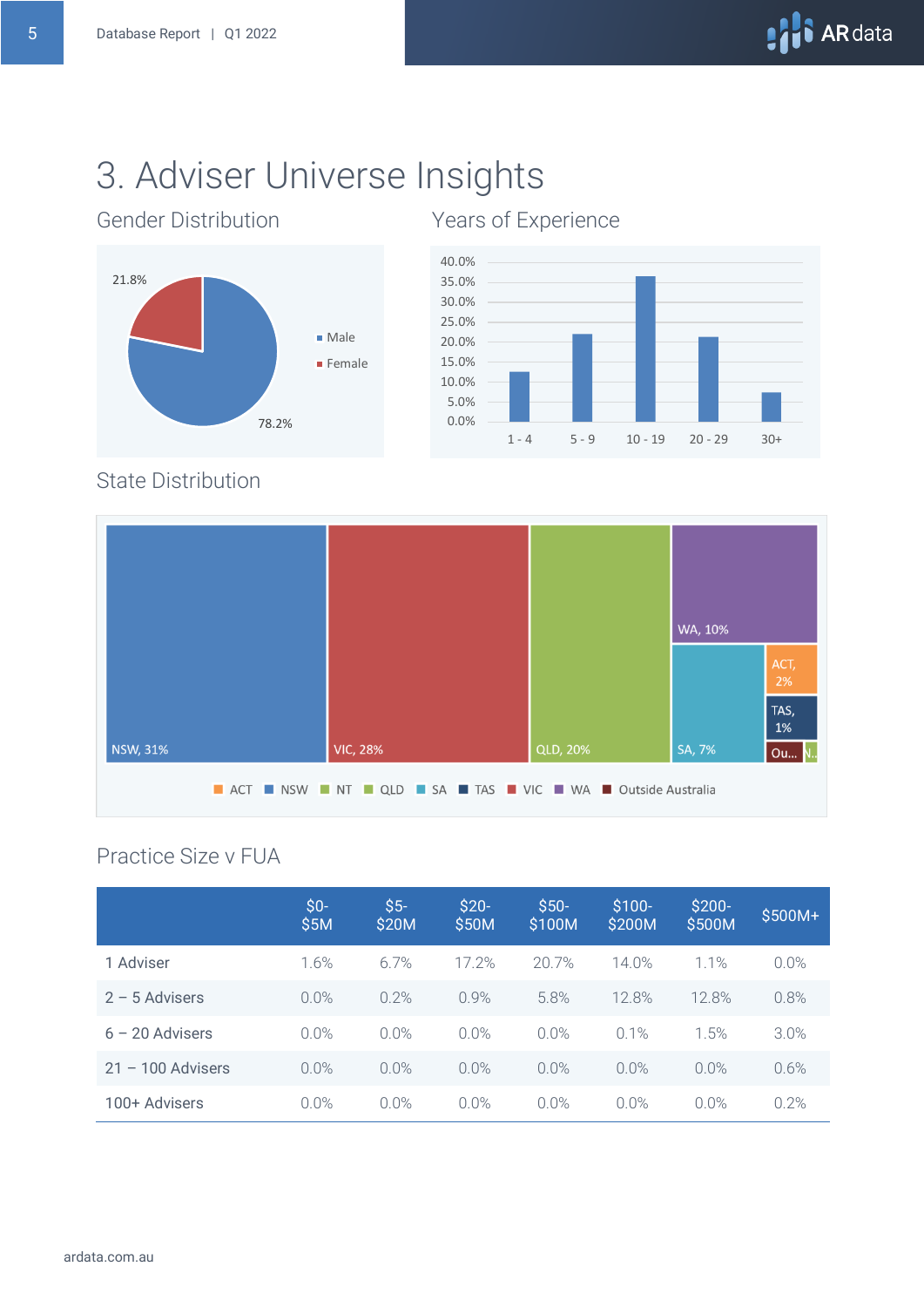# 3. Adviser Universe Insights

## Gender Distribution

- Male: 78.2%
- Female: 21.8%

## Years of Experience

| Years | |
|---|---|
| 1 - 4 | |
| 5 - 9 | |
| 10 - 19 | |
| 20 - 29 | |
| 30+ | |

## State Distribution

NSW, 31%; VIC, 28%; QLD, 20%; WA, 10%; SA, 7%; ACT, 2%; TAS, 1%; Ou...; N..

ACT | NSW | NT | QLD | SA | TAS | VIC | WA | Outside Australia

## Practice Size v FUA

| | $0-$5M | $5-$20M | $20-$50M | $50-$100M | $100-$200M | $200-$500M | $500M+ |
|---|---|---|---|---|---|---|---|
| 1 Adviser | 1.6% | 6.7% | 17.2% | 20.7% | 14.0% | 1.1% | 0.0% |
| 2 – 5 Advisers | 0.0% | 0.2% | 0.9% | 5.8% | 12.8% | 12.8% | 0.8% |
| 6 – 20 Advisers | 0.0% | 0.0% | 0.0% | 0.0% | 0.1% | 1.5% | 3.0% |
| 21 – 100 Advisers | 0.0% | 0.0% | 0.0% | 0.0% | 0.0% | 0.0% | 0.6% |
| 100+ Advisers | 0.0% | 0.0% | 0.0% | 0.0% | 0.0% | 0.0% | 0.2% |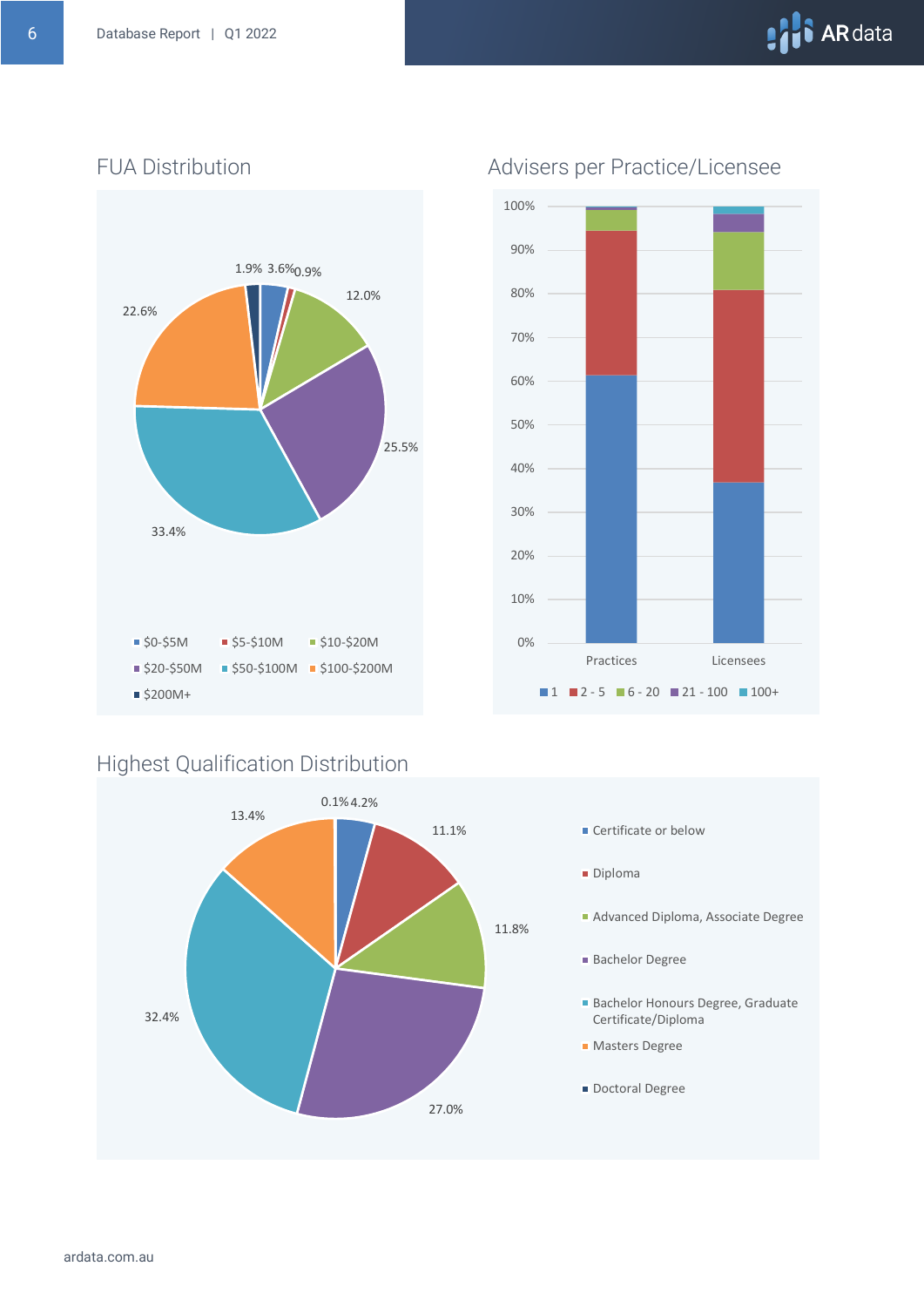## FUA Distribution

1.9% 3.6% 0.9%

12.0%

22.6%

25.5%

33.4%

- $0-$5M
- $5-$10M
- $10-$20M
- $20-$50M
- $50-$100M
- $100-$200M
- $200M+

## Advisers per Practice/Licensee

100%
90%
80%
70%
60%
50%
40%
30%
20%
10%
0%

Practices Licensees

- 1
- 2 - 5
- 6 - 20
- 21 - 100
- 100+

## Highest Qualification Distribution

0.1% 4.2%

13.4%

11.1%

11.8%

32.4%

27.0%

- Certificate or below
- Diploma
- Advanced Diploma, Associate Degree
- Bachelor Degree
- Bachelor Honours Degree, Graduate Certificate/Diploma
- Masters Degree
- Doctoral Degree

ardata.com.au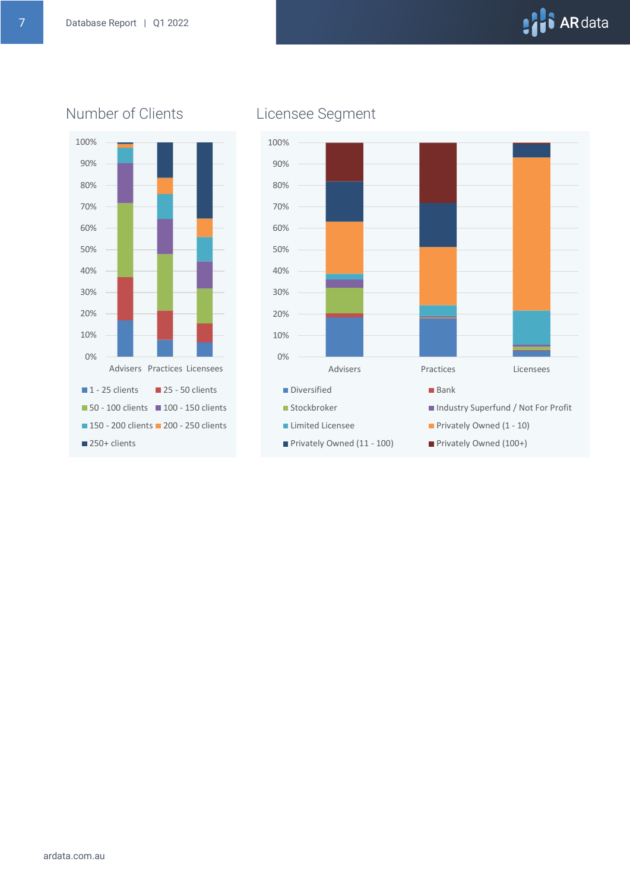## Number of Clients

100%
90%
80%
70%
60%
50%
40%
30%
20%
10%
0%

Advisers Practices Licensees

- 1 - 25 clients
- 25 - 50 clients
- 50 - 100 clients
- 100 - 150 clients
- 150 - 200 clients
- 200 - 250 clients
- 250+ clients

## Licensee Segment

100%
90%
80%
70%
60%
50%
40%
30%
20%
10%
0%

Advisers Practices Licensees

- Diversified
- Bank
- Stockbroker
- Industry Superfund / Not For Profit
- Limited Licensee
- Privately Owned (1 - 10)
- Privately Owned (11 - 100)
- Privately Owned (100+)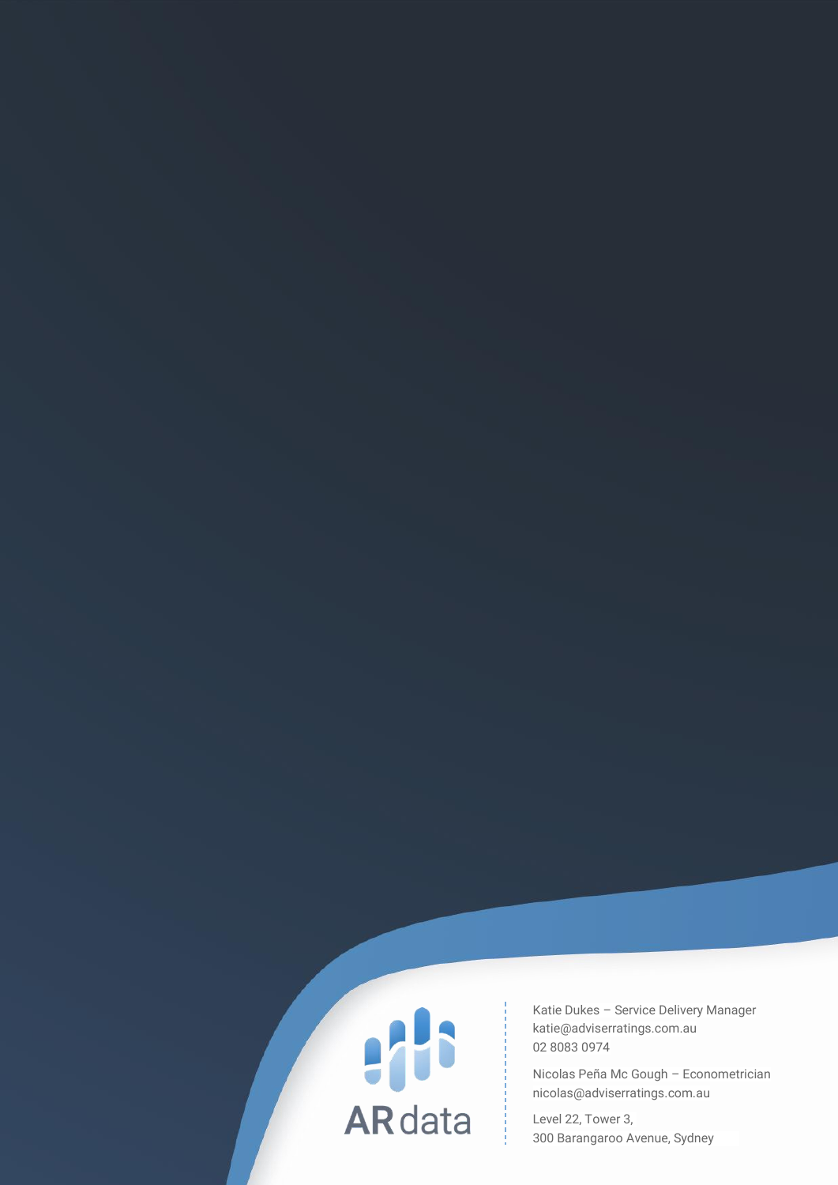AR data

Katie Dukes – Service Delivery Manager
katie@adviserratings.com.au
02 8083 0974

Nicolas Peña Mc Gough – Econometrician
nicolas@adviserratings.com.au

Level 22, Tower 3,
300 Barangaroo Avenue, Sydney